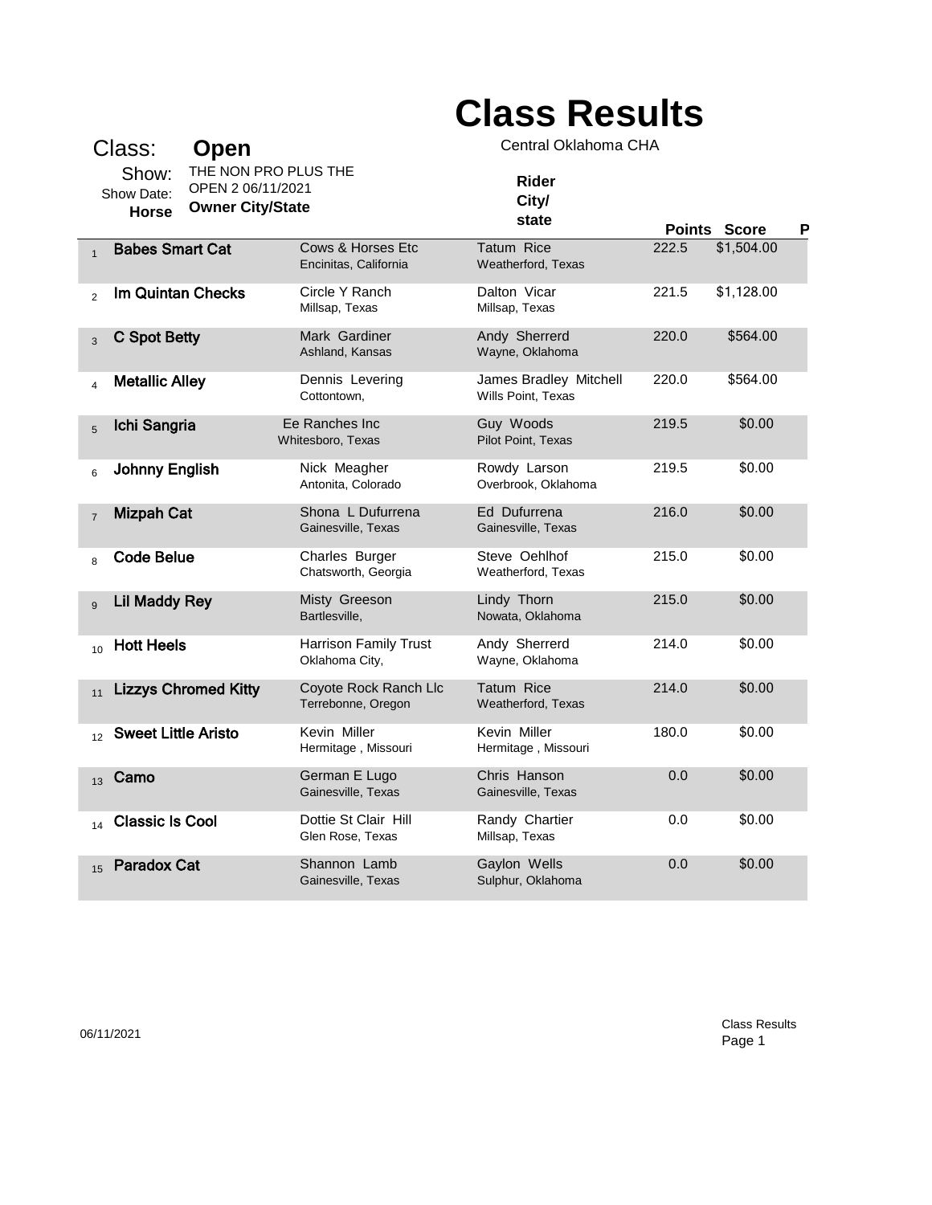# Class Results

Class: **Open**

Central Oklahoma CHA

Show: THE NON PRO PLUS THE OPEN 2 06/11/2021

Show Date:

| | Horse | Owner City/State | Rider City/ state | Points | Score | P |
|---|---|---|---|---|---|---|
| 1 | **Babes Smart Cat** | Cows & Horses Etc<br>Encinitas, California | Tatum Rice<br>Weatherford, Texas | 222.5 | $1,504.00 | |
| 2 | **Im Quintan Checks** | Circle Y Ranch<br>Millsap, Texas | Dalton Vicar<br>Millsap, Texas | 221.5 | $1,128.00 | |
| 3 | **C Spot Betty** | Mark Gardiner<br>Ashland, Kansas | Andy Sherrerd<br>Wayne, Oklahoma | 220.0 | $564.00 | |
| 4 | **Metallic Alley** | Dennis Levering<br>Cottontown, | James Bradley Mitchell<br>Wills Point, Texas | 220.0 | $564.00 | |
| 5 | **Ichi Sangria** | Ee Ranches Inc<br>Whitesboro, Texas | Guy Woods<br>Pilot Point, Texas | 219.5 | $0.00 | |
| 6 | **Johnny English** | Nick Meagher<br>Antonita, Colorado | Rowdy Larson<br>Overbrook, Oklahoma | 219.5 | $0.00 | |
| 7 | **Mizpah Cat** | Shona L Dufurrena<br>Gainesville, Texas | Ed Dufurrena<br>Gainesville, Texas | 216.0 | $0.00 | |
| 8 | **Code Belue** | Charles Burger<br>Chatsworth, Georgia | Steve Oehlhof<br>Weatherford, Texas | 215.0 | $0.00 | |
| 9 | **Lil Maddy Rey** | Misty Greeson<br>Bartlesville, | Lindy Thorn<br>Nowata, Oklahoma | 215.0 | $0.00 | |
| 10 | **Hott Heels** | Harrison Family Trust<br>Oklahoma City, | Andy Sherrerd<br>Wayne, Oklahoma | 214.0 | $0.00 | |
| 11 | **Lizzys Chromed Kitty** | Coyote Rock Ranch Llc<br>Terrebonne, Oregon | Tatum Rice<br>Weatherford, Texas | 214.0 | $0.00 | |
| 12 | **Sweet Little Aristo** | Kevin Miller<br>Hermitage , Missouri | Kevin Miller<br>Hermitage , Missouri | 180.0 | $0.00 | |
| 13 | **Camo** | German E Lugo<br>Gainesville, Texas | Chris Hanson<br>Gainesville, Texas | 0.0 | $0.00 | |
| 14 | **Classic Is Cool** | Dottie St Clair Hill<br>Glen Rose, Texas | Randy Chartier<br>Millsap, Texas | 0.0 | $0.00 | |
| 15 | **Paradox Cat** | Shannon Lamb<br>Gainesville, Texas | Gaylon Wells<br>Sulphur, Oklahoma | 0.0 | $0.00 | |

06/11/2021